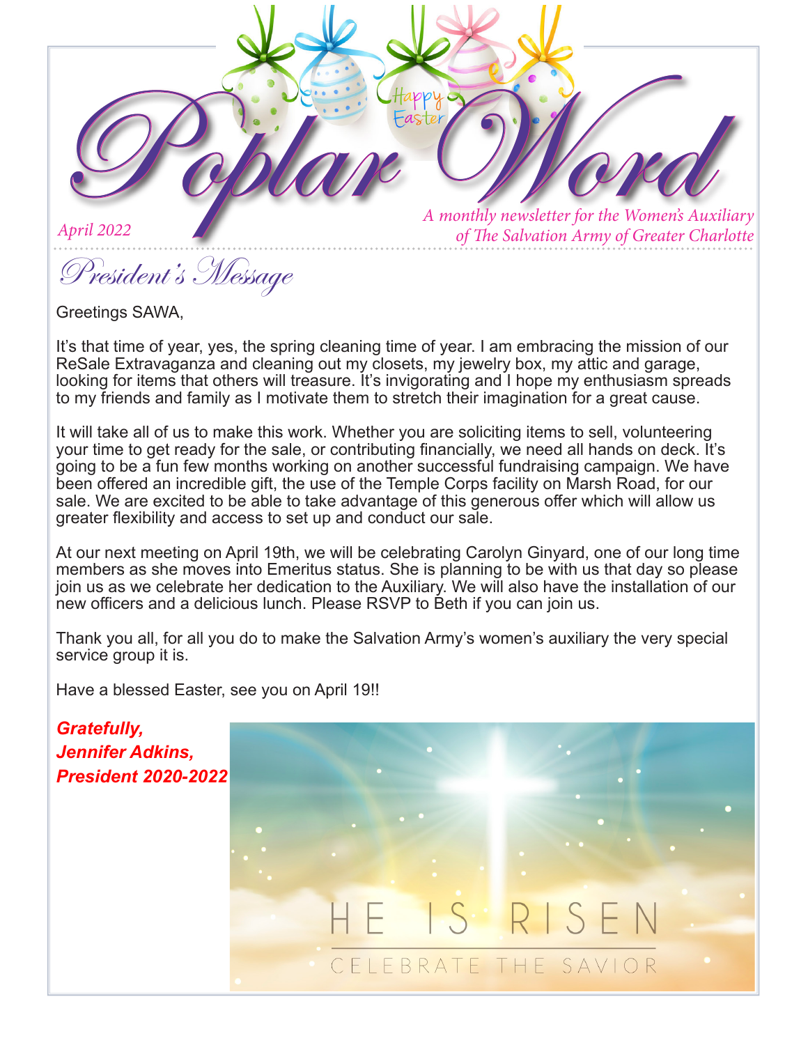# Poplar Word

April 2022

*A monthly newsletter for the Women's Auxiliary of The Salvation Army of Greater Charlotte*

## President's Message

Greetings SAWA,

It's that time of year, yes, the spring cleaning time of year. I am embracing the mission of our ReSale Extravaganza and cleaning out my closets, my jewelry box, my attic and garage, looking for items that others will treasure. It's invigorating and I hope my enthusiasm spreads to my friends and family as I motivate them to stretch their imagination for a great cause.

It will take all of us to make this work. Whether you are soliciting items to sell, volunteering your time to get ready for the sale, or contributing financially, we need all hands on deck. It's going to be a fun few months working on another successful fundraising campaign. We have been offered an incredible gift, the use of the Temple Corps facility on Marsh Road, for our sale. We are excited to be able to take advantage of this generous offer which will allow us greater flexibility and access to set up and conduct our sale.

At our next meeting on April 19th, we will be celebrating Carolyn Ginyard, one of our long time members as she moves into Emeritus status. She is planning to be with us that day so please join us as we celebrate her dedication to the Auxiliary. We will also have the installation of our new officers and a delicious lunch. Please RSVP to Beth if you can join us.

Thank you all, for all you do to make the Salvation Army's women's auxiliary the very special service group it is.

Have a blessed Easter, see you on April 19!!

***Gratefully,***
***Jennifer Adkins,***
***President 2020-2022***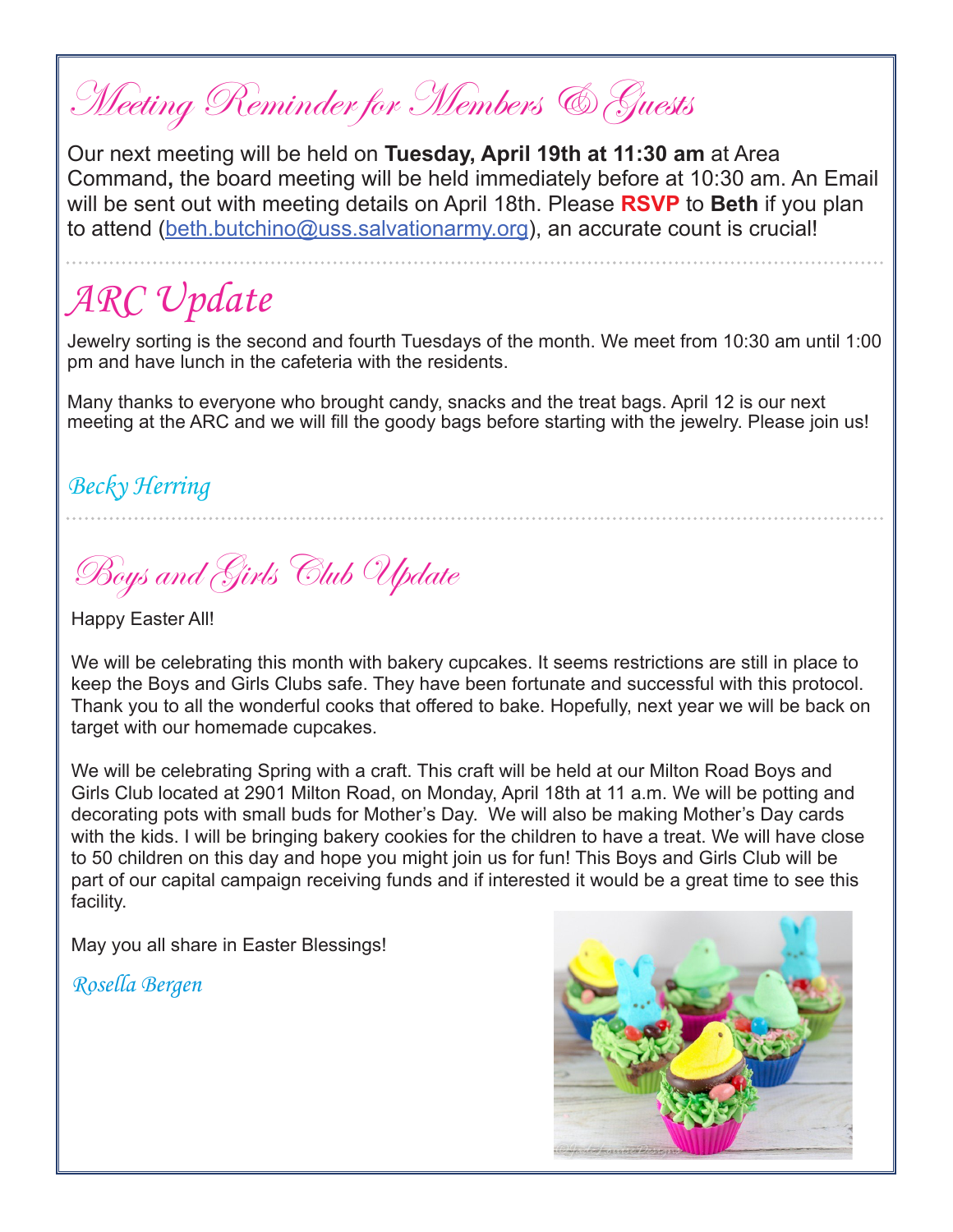# Meeting Reminder for Members & Guests

Our next meeting will be held on **Tuesday, April 19th at 11:30 am** at Area Command, the board meeting will be held immediately before at 10:30 am. An Email will be sent out with meeting details on April 18th. Please **RSVP** to **Beth** if you plan to attend (beth.butchino@uss.salvationarmy.org), an accurate count is crucial!

# ARC Update

Jewelry sorting is the second and fourth Tuesdays of the month. We meet from 10:30 am until 1:00 pm and have lunch in the cafeteria with the residents.

Many thanks to everyone who brought candy, snacks and the treat bags. April 12 is our next meeting at the ARC and we will fill the goody bags before starting with the jewelry. Please join us!

*Becky Herring*

# Boys and Girls Club Update

Happy Easter All!

We will be celebrating this month with bakery cupcakes. It seems restrictions are still in place to keep the Boys and Girls Clubs safe. They have been fortunate and successful with this protocol. Thank you to all the wonderful cooks that offered to bake. Hopefully, next year we will be back on target with our homemade cupcakes.

We will be celebrating Spring with a craft. This craft will be held at our Milton Road Boys and Girls Club located at 2901 Milton Road, on Monday, April 18th at 11 a.m. We will be potting and decorating pots with small buds for Mother's Day. We will also be making Mother's Day cards with the kids. I will be bringing bakery cookies for the children to have a treat. We will have close to 50 children on this day and hope you might join us for fun! This Boys and Girls Club will be part of our capital campaign receiving funds and if interested it would be a great time to see this facility.

May you all share in Easter Blessings!

*Rosella Bergen*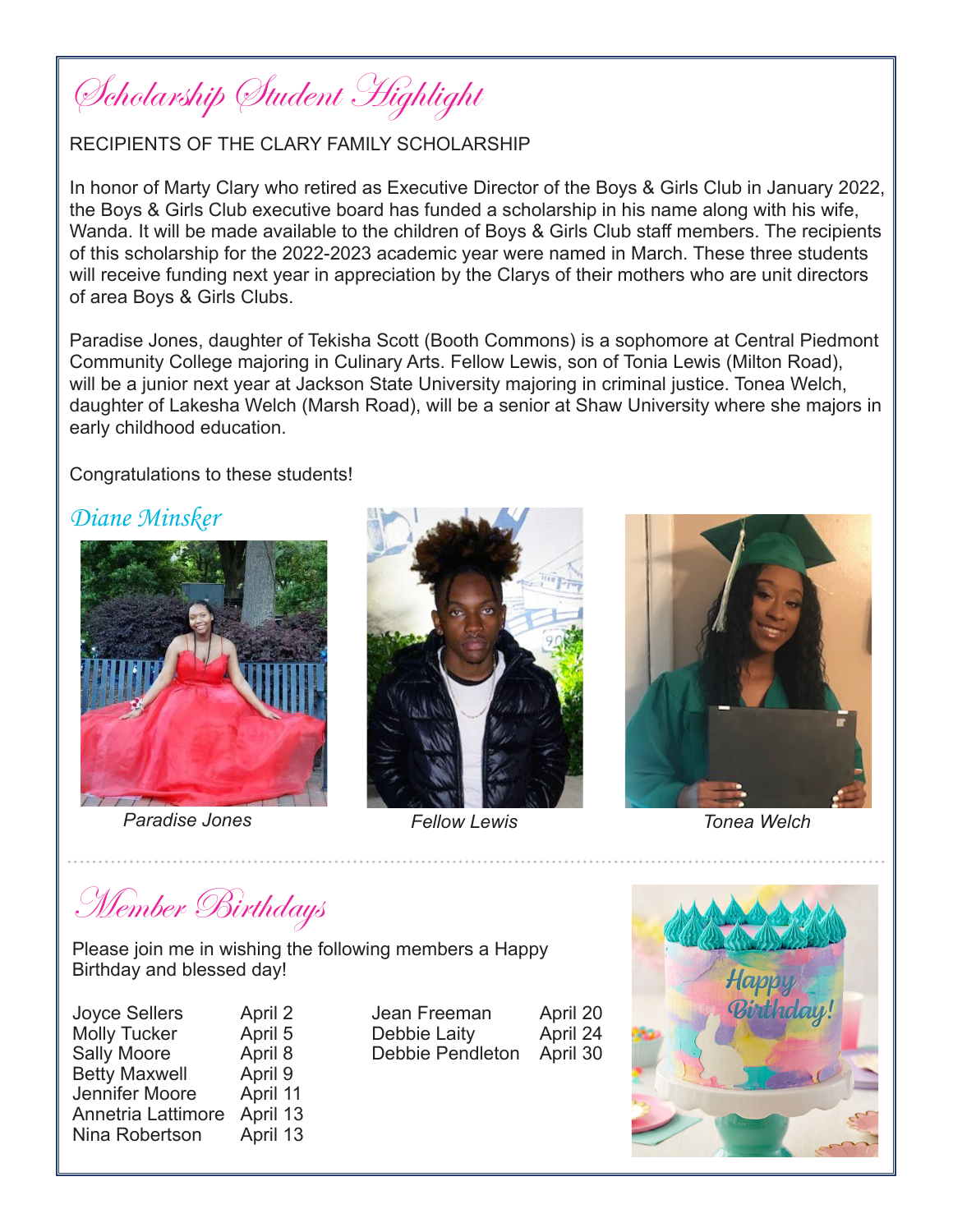# Scholarship Student Highlight

RECIPIENTS OF THE CLARY FAMILY SCHOLARSHIP

In honor of Marty Clary who retired as Executive Director of the Boys & Girls Club in January 2022, the Boys & Girls Club executive board has funded a scholarship in his name along with his wife, Wanda. It will be made available to the children of Boys & Girls Club staff members. The recipients of this scholarship for the 2022-2023 academic year were named in March. These three students will receive funding next year in appreciation by the Clarys of their mothers who are unit directors of area Boys & Girls Clubs.

Paradise Jones, daughter of Tekisha Scott (Booth Commons) is a sophomore at Central Piedmont Community College majoring in Culinary Arts. Fellow Lewis, son of Tonia Lewis (Milton Road), will be a junior next year at Jackson State University majoring in criminal justice. Tonea Welch, daughter of Lakesha Welch (Marsh Road), will be a senior at Shaw University where she majors in early childhood education.

Congratulations to these students!

*Diane Minsker*

*Paradise Jones*

*Fellow Lewis*

*Tonea Welch*

# Member Birthdays

Please join me in wishing the following members a Happy Birthday and blessed day!

| | |
|---|---|
| Joyce Sellers | April 2 |
| Molly Tucker | April 5 |
| Sally Moore | April 8 |
| Betty Maxwell | April 9 |
| Jennifer Moore | April 11 |
| Annetria Lattimore | April 13 |
| Nina Robertson | April 13 |
| Jean Freeman | April 20 |
| Debbie Laity | April 24 |
| Debbie Pendleton | April 30 |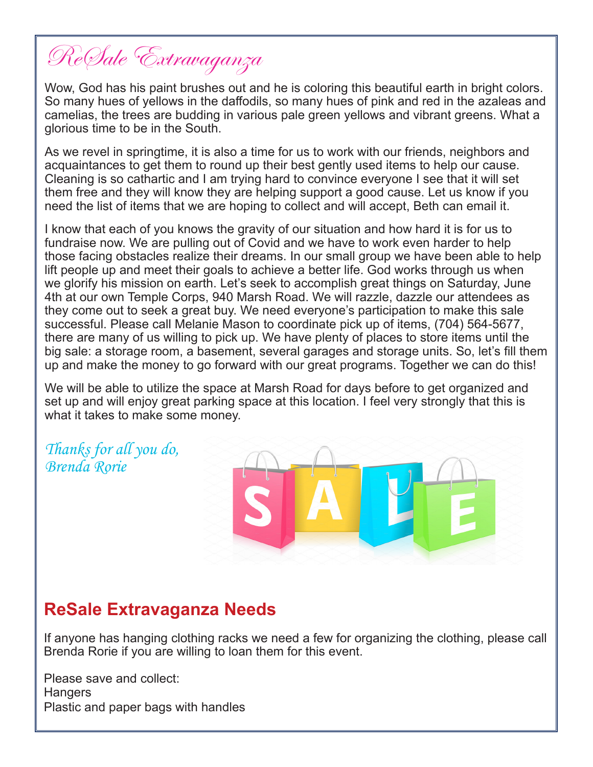# ReSale Extravaganza

Wow, God has his paint brushes out and he is coloring this beautiful earth in bright colors. So many hues of yellows in the daffodils, so many hues of pink and red in the azaleas and camelias, the trees are budding in various pale green yellows and vibrant greens. What a glorious time to be in the South.

As we revel in springtime, it is also a time for us to work with our friends, neighbors and acquaintances to get them to round up their best gently used items to help our cause. Cleaning is so cathartic and I am trying hard to convince everyone I see that it will set them free and they will know they are helping support a good cause. Let us know if you need the list of items that we are hoping to collect and will accept, Beth can email it.

I know that each of you knows the gravity of our situation and how hard it is for us to fundraise now. We are pulling out of Covid and we have to work even harder to help those facing obstacles realize their dreams. In our small group we have been able to help lift people up and meet their goals to achieve a better life. God works through us when we glorify his mission on earth. Let's seek to accomplish great things on Saturday, June 4th at our own Temple Corps, 940 Marsh Road. We will razzle, dazzle our attendees as they come out to seek a great buy. We need everyone's participation to make this sale successful. Please call Melanie Mason to coordinate pick up of items, (704) 564-5677, there are many of us willing to pick up. We have plenty of places to store items until the big sale: a storage room, a basement, several garages and storage units. So, let's fill them up and make the money to go forward with our great programs. Together we can do this!

We will be able to utilize the space at Marsh Road for days before to get organized and set up and will enjoy great parking space at this location. I feel very strongly that this is what it takes to make some money.

*Thanks for all you do,*
*Brenda Rorie*

## ReSale Extravaganza Needs

If anyone has hanging clothing racks we need a few for organizing the clothing, please call Brenda Rorie if you are willing to loan them for this event.

Please save and collect:
Hangers
Plastic and paper bags with handles